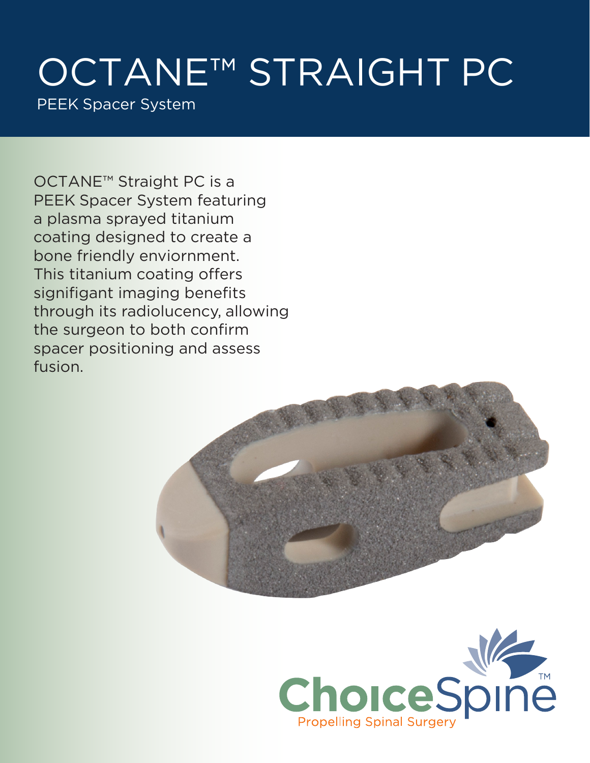# OCTANE™ STRAIGHT PC

PEEK Spacer System

OCTANE™ Straight PC is a PEEK Spacer System featuring a plasma sprayed titanium coating designed to create a bone friendly enviornment. This titanium coating offers signifigant imaging benefits through its radiolucency, allowing the surgeon to both confirm spacer positioning and assess fusion.

ChoiceSpine™

Propelling Spinal Surgery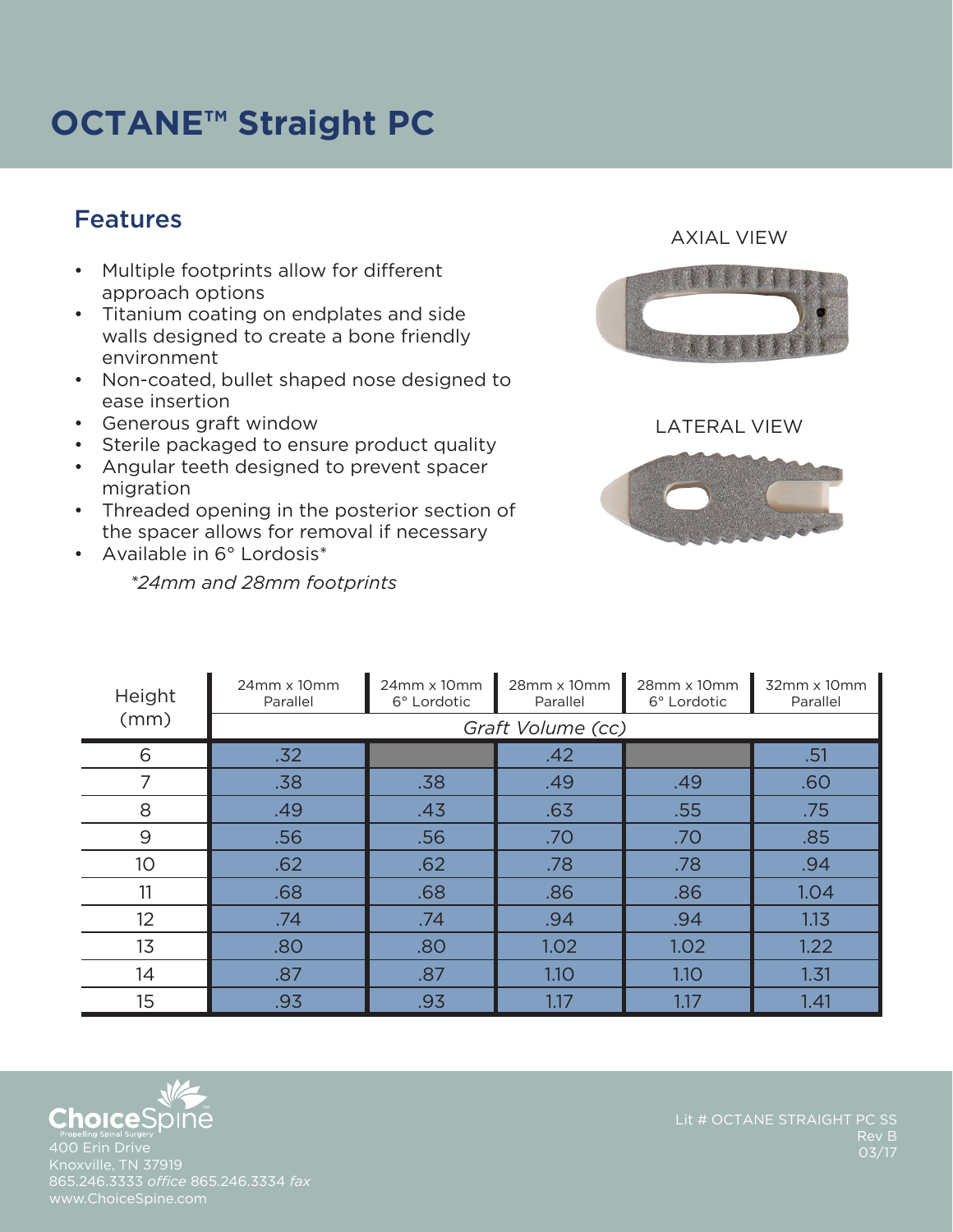# OCTANE™ Straight PC

## Features

- Multiple footprints allow for different approach options
- Titanium coating on endplates and side walls designed to create a bone friendly environment
- Non-coated, bullet shaped nose designed to ease insertion
- Generous graft window
- Sterile packaged to ensure product quality
- Angular teeth designed to prevent spacer migration
- Threaded opening in the posterior section of the spacer allows for removal if necessary
- Available in 6° Lordosis*

  *\*24mm and 28mm footprints*

AXIAL VIEW

LATERAL VIEW

| Height (mm) | 24mm x 10mm Parallel | 24mm x 10mm 6° Lordotic | 28mm x 10mm Parallel | 28mm x 10mm 6° Lordotic | 32mm x 10mm Parallel |
|---|---|---|---|---|---|
| | Graft Volume (cc) | | | | |
| 6 | .32 | | .42 | | .51 |
| 7 | .38 | .38 | .49 | .49 | .60 |
| 8 | .49 | .43 | .63 | .55 | .75 |
| 9 | .56 | .56 | .70 | .70 | .85 |
| 10 | .62 | .62 | .78 | .78 | .94 |
| 11 | .68 | .68 | .86 | .86 | 1.04 |
| 12 | .74 | .74 | .94 | .94 | 1.13 |
| 13 | .80 | .80 | 1.02 | 1.02 | 1.22 |
| 14 | .87 | .87 | 1.10 | 1.10 | 1.31 |
| 15 | .93 | .93 | 1.17 | 1.17 | 1.41 |

ChoiceSpine
Propelling Spinal Surgery
400 Erin Drive
Knoxville, TN 37919
865.246.3333 *office* 865.246.3334 *fax*
www.ChoiceSpine.com

Lit # OCTANE STRAIGHT PC SS
Rev B
03/17